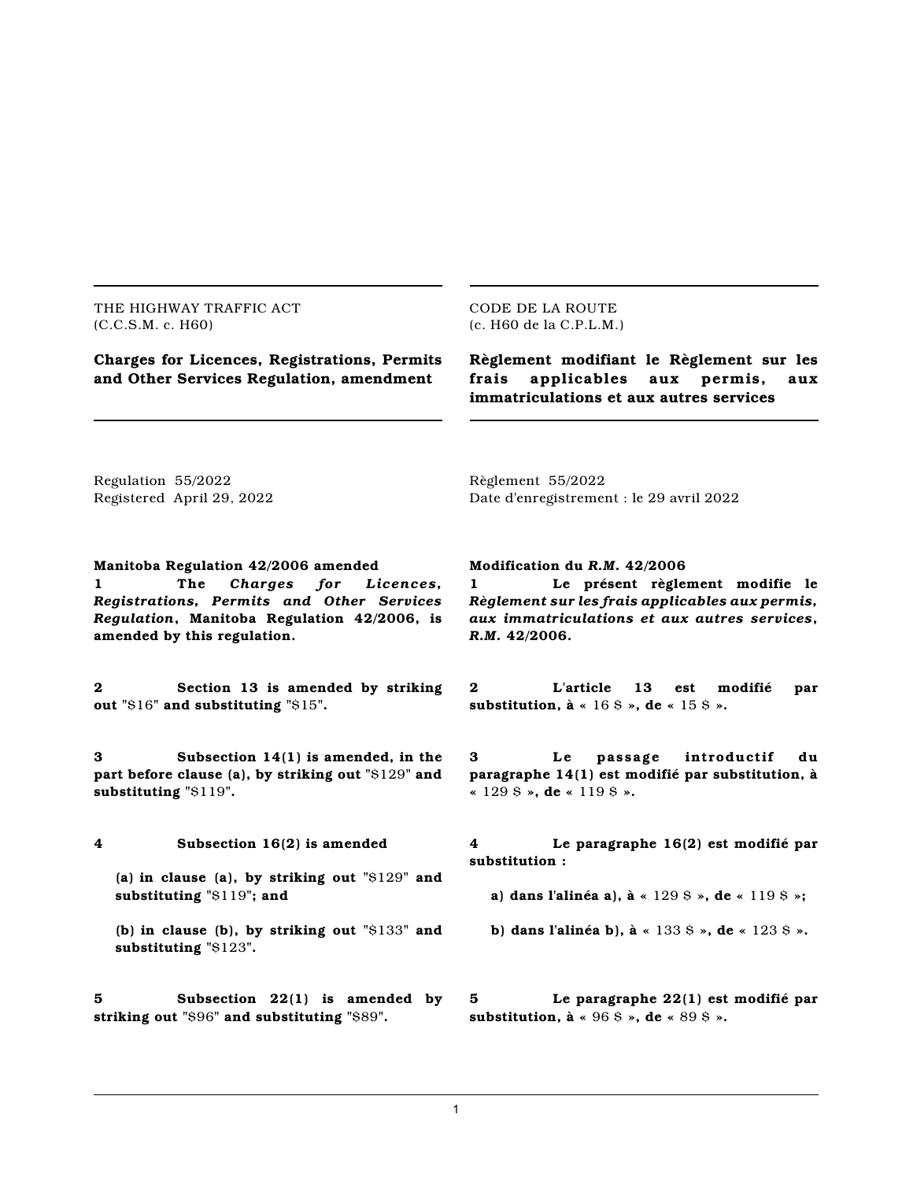THE HIGHWAY TRAFFIC ACT
(C.C.S.M. c. H60)

**Charges for Licences, Registrations, Permits and Other Services Regulation, amendment**

Regulation 55/2022
Registered April 29, 2022

**Manitoba Regulation 42/2006 amended**

**1** **The** ***Charges for Licences, Registrations, Permits and Other Services Regulation*****, Manitoba Regulation 42/2006, is amended by this regulation.**

**2** **Section 13 is amended by striking out** "$16" **and substituting** "$15".

**3** **Subsection 14(1) is amended, in the part before clause (a), by striking out** "$129" **and substituting** "$119".

**4** **Subsection 16(2) is amended**

**(a) in clause (a), by striking out** "$129" **and substituting** "$119"**; and**

**(b) in clause (b), by striking out** "$133" **and substituting** "$123".

**5** **Subsection 22(1) is amended by striking out** "$96" **and substituting** "$89".

---

CODE DE LA ROUTE
(c. H60 de la C.P.L.M.)

**Règlement modifiant le Règlement sur les frais applicables aux permis, aux immatriculations et aux autres services**

Règlement 55/2022
Date d'enregistrement : le 29 avril 2022

**Modification du** ***R.M.*** **42/2006**

**1** **Le présent règlement modifie le** ***Règlement sur les frais applicables aux permis, aux immatriculations et aux autres services*****,** ***R.M.*** **42/2006.**

**2** **L'article 13 est modifié par substitution, à** « 16 $ »**, de** « 15 $ »**.**

**3** **Le passage introductif du paragraphe 14(1) est modifié par substitution, à** « 129 $ »**, de** « 119 $ »**.**

**4** **Le paragraphe 16(2) est modifié par substitution :**

**a) dans l'alinéa a), à** « 129 $ »**, de** « 119 $ »**;**

**b) dans l'alinéa b), à** « 133 $ »**, de** « 123 $ »**.**

**5** **Le paragraphe 22(1) est modifié par substitution, à** « 96 $ »**, de** « 89 $ »**.**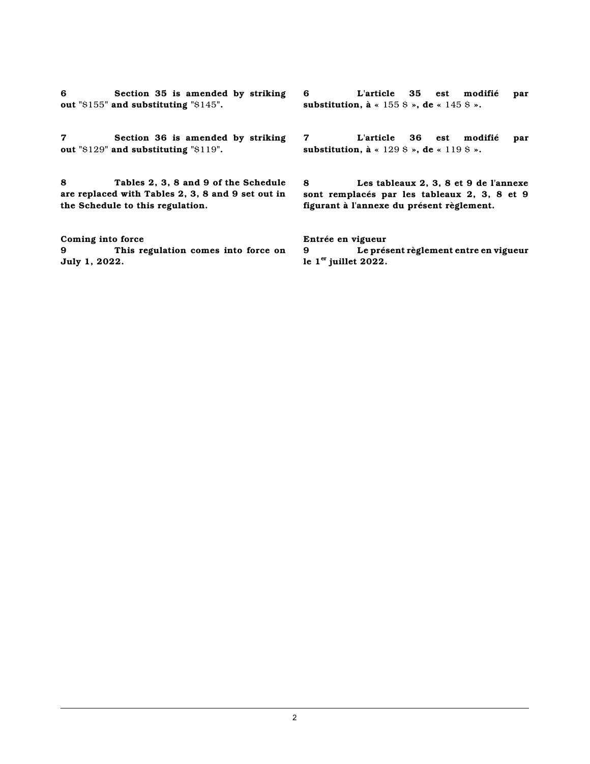**6 Section 35 is amended by striking out** "$155" **and substituting** "$145".

**7 Section 36 is amended by striking out** "$129" **and substituting** "$119".

**8 Tables 2, 3, 8 and 9 of the Schedule are replaced with Tables 2, 3, 8 and 9 set out in the Schedule to this regulation.**

**Coming into force**

**9 This regulation comes into force on July 1, 2022.**

**6 L'article 35 est modifié par substitution, à** « 155 $ », **de** « 145 $ ».

**7 L'article 36 est modifié par substitution, à** « 129 $ », **de** « 119 $ ».

**8 Les tableaux 2, 3, 8 et 9 de l'annexe sont remplacés par les tableaux 2, 3, 8 et 9 figurant à l'annexe du présent règlement.**

**Entrée en vigueur**

**9 Le présent règlement entre en vigueur le 1er juillet 2022.**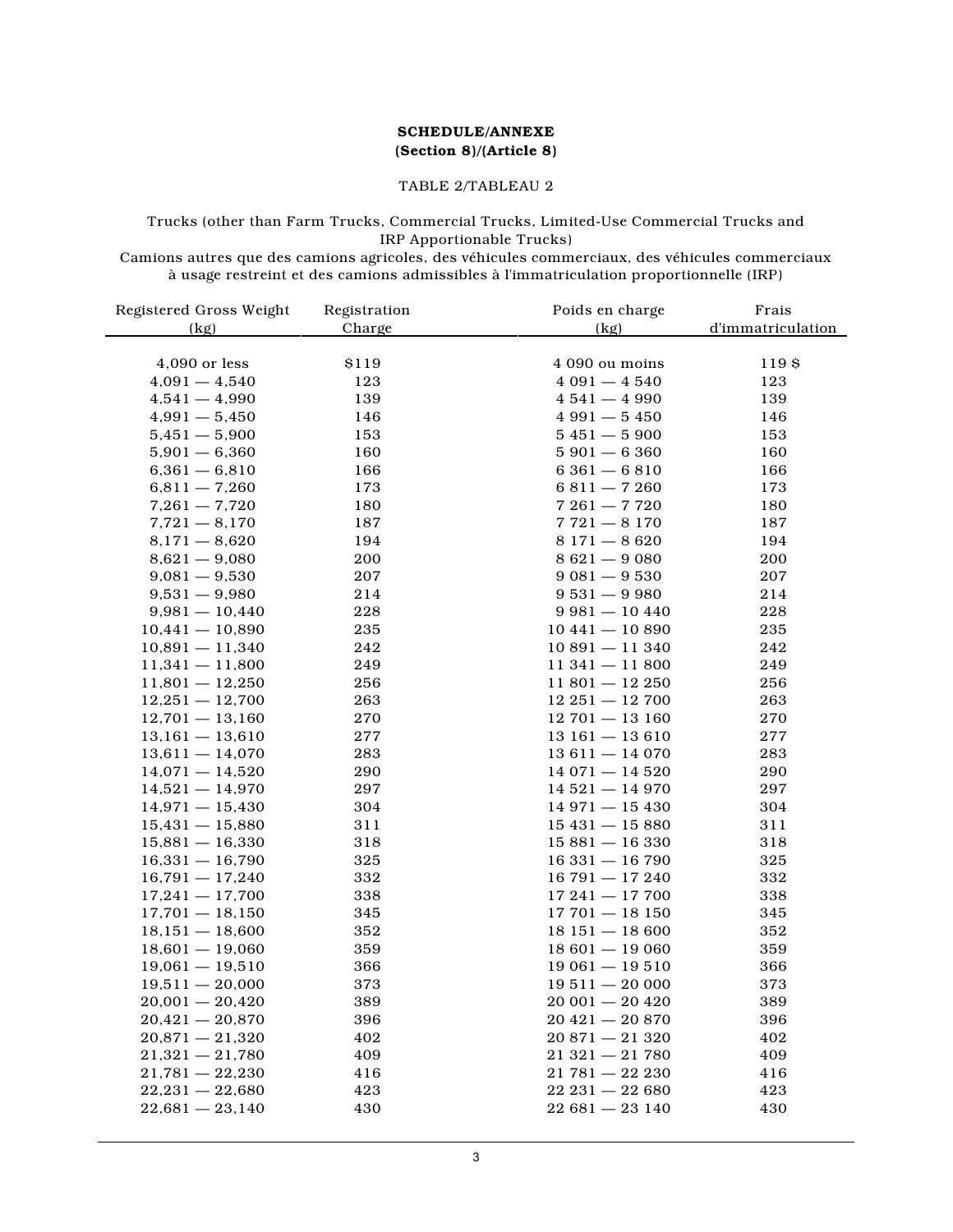**SCHEDULE/ANNEXE**
**(Section 8)/(Article 8)**

TABLE 2/TABLEAU 2

Trucks (other than Farm Trucks, Commercial Trucks, Limited-Use Commercial Trucks and IRP Apportionable Trucks)
Camions autres que des camions agricoles, des véhicules commerciaux, des véhicules commerciaux à usage restreint et des camions admissibles à l'immatriculation proportionnelle (IRP)

| Registered Gross Weight (kg) | Registration Charge | Poids en charge (kg) | Frais d'immatriculation |
|---|---|---|---|
| 4,090 or less | $119 | 4 090 ou moins | 119 $ |
| 4,091 — 4,540 | 123 | 4 091 — 4 540 | 123 |
| 4,541 — 4,990 | 139 | 4 541 — 4 990 | 139 |
| 4,991 — 5,450 | 146 | 4 991 — 5 450 | 146 |
| 5,451 — 5,900 | 153 | 5 451 — 5 900 | 153 |
| 5,901 — 6,360 | 160 | 5 901 — 6 360 | 160 |
| 6,361 — 6,810 | 166 | 6 361 — 6 810 | 166 |
| 6,811 — 7,260 | 173 | 6 811 — 7 260 | 173 |
| 7,261 — 7,720 | 180 | 7 261 — 7 720 | 180 |
| 7,721 — 8,170 | 187 | 7 721 — 8 170 | 187 |
| 8,171 — 8,620 | 194 | 8 171 — 8 620 | 194 |
| 8,621 — 9,080 | 200 | 8 621 — 9 080 | 200 |
| 9,081 — 9,530 | 207 | 9 081 — 9 530 | 207 |
| 9,531 — 9,980 | 214 | 9 531 — 9 980 | 214 |
| 9,981 — 10,440 | 228 | 9 981 — 10 440 | 228 |
| 10,441 — 10,890 | 235 | 10 441 — 10 890 | 235 |
| 10,891 — 11,340 | 242 | 10 891 — 11 340 | 242 |
| 11,341 — 11,800 | 249 | 11 341 — 11 800 | 249 |
| 11,801 — 12,250 | 256 | 11 801 — 12 250 | 256 |
| 12,251 — 12,700 | 263 | 12 251 — 12 700 | 263 |
| 12,701 — 13,160 | 270 | 12 701 — 13 160 | 270 |
| 13,161 — 13,610 | 277 | 13 161 — 13 610 | 277 |
| 13,611 — 14,070 | 283 | 13 611 — 14 070 | 283 |
| 14,071 — 14,520 | 290 | 14 071 — 14 520 | 290 |
| 14,521 — 14,970 | 297 | 14 521 — 14 970 | 297 |
| 14,971 — 15,430 | 304 | 14 971 — 15 430 | 304 |
| 15,431 — 15,880 | 311 | 15 431 — 15 880 | 311 |
| 15,881 — 16,330 | 318 | 15 881 — 16 330 | 318 |
| 16,331 — 16,790 | 325 | 16 331 — 16 790 | 325 |
| 16,791 — 17,240 | 332 | 16 791 — 17 240 | 332 |
| 17,241 — 17,700 | 338 | 17 241 — 17 700 | 338 |
| 17,701 — 18,150 | 345 | 17 701 — 18 150 | 345 |
| 18,151 — 18,600 | 352 | 18 151 — 18 600 | 352 |
| 18,601 — 19,060 | 359 | 18 601 — 19 060 | 359 |
| 19,061 — 19,510 | 366 | 19 061 — 19 510 | 366 |
| 19,511 — 20,000 | 373 | 19 511 — 20 000 | 373 |
| 20,001 — 20,420 | 389 | 20 001 — 20 420 | 389 |
| 20,421 — 20,870 | 396 | 20 421 — 20 870 | 396 |
| 20,871 — 21,320 | 402 | 20 871 — 21 320 | 402 |
| 21,321 — 21,780 | 409 | 21 321 — 21 780 | 409 |
| 21,781 — 22,230 | 416 | 21 781 — 22 230 | 416 |
| 22,231 — 22,680 | 423 | 22 231 — 22 680 | 423 |
| 22,681 — 23,140 | 430 | 22 681 — 23 140 | 430 |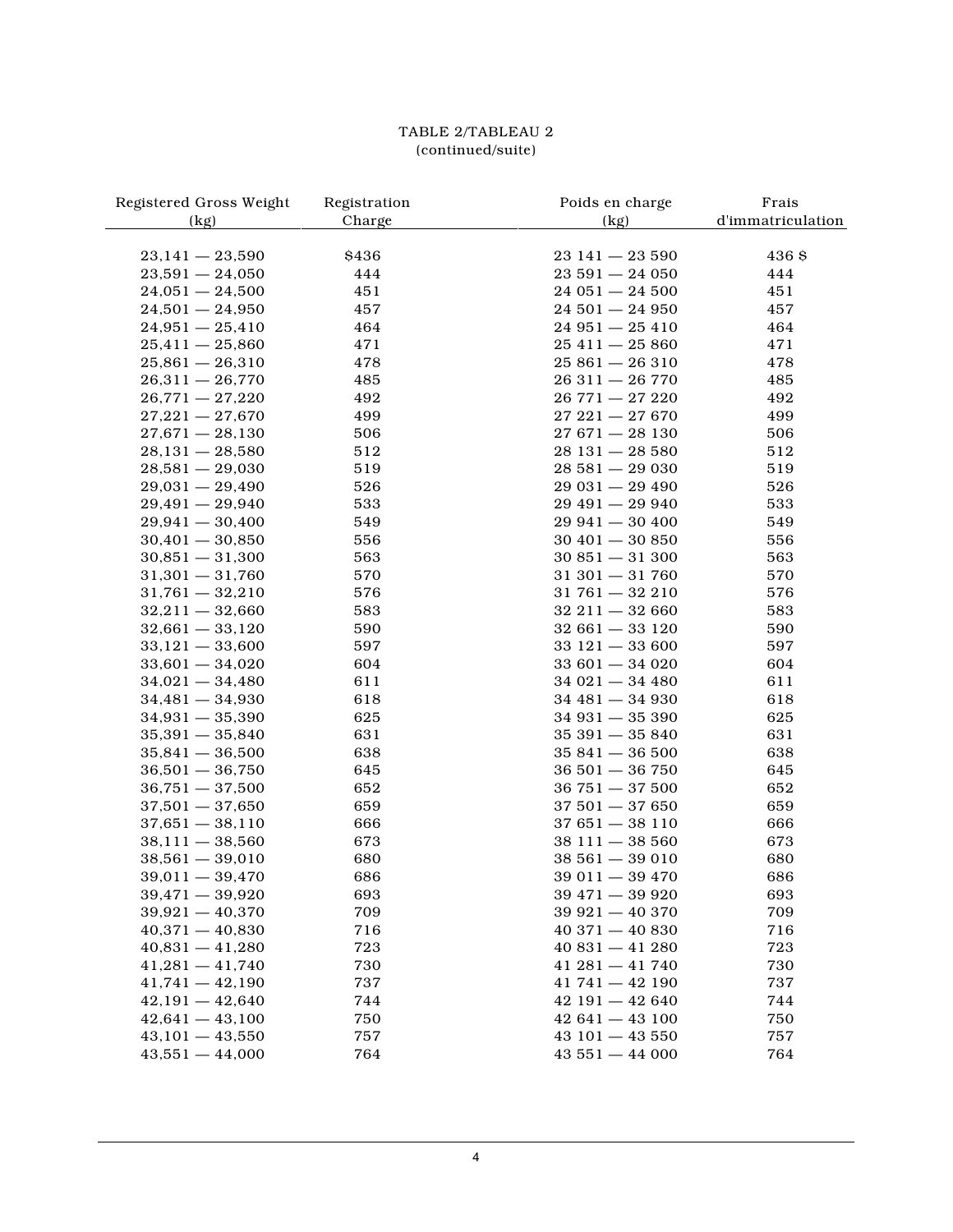TABLE 2/TABLEAU 2
(continued/suite)

| Registered Gross Weight (kg) | Registration Charge | Poids en charge (kg) | Frais d'immatriculation |
|---|---|---|---|
| 23,141 — 23,590 | $436 | 23 141 — 23 590 | 436 $ |
| 23,591 — 24,050 | 444 | 23 591 — 24 050 | 444 |
| 24,051 — 24,500 | 451 | 24 051 — 24 500 | 451 |
| 24,501 — 24,950 | 457 | 24 501 — 24 950 | 457 |
| 24,951 — 25,410 | 464 | 24 951 — 25 410 | 464 |
| 25,411 — 25,860 | 471 | 25 411 — 25 860 | 471 |
| 25,861 — 26,310 | 478 | 25 861 — 26 310 | 478 |
| 26,311 — 26,770 | 485 | 26 311 — 26 770 | 485 |
| 26,771 — 27,220 | 492 | 26 771 — 27 220 | 492 |
| 27,221 — 27,670 | 499 | 27 221 — 27 670 | 499 |
| 27,671 — 28,130 | 506 | 27 671 — 28 130 | 506 |
| 28,131 — 28,580 | 512 | 28 131 — 28 580 | 512 |
| 28,581 — 29,030 | 519 | 28 581 — 29 030 | 519 |
| 29,031 — 29,490 | 526 | 29 031 — 29 490 | 526 |
| 29,491 — 29,940 | 533 | 29 491 — 29 940 | 533 |
| 29,941 — 30,400 | 549 | 29 941 — 30 400 | 549 |
| 30,401 — 30,850 | 556 | 30 401 — 30 850 | 556 |
| 30,851 — 31,300 | 563 | 30 851 — 31 300 | 563 |
| 31,301 — 31,760 | 570 | 31 301 — 31 760 | 570 |
| 31,761 — 32,210 | 576 | 31 761 — 32 210 | 576 |
| 32,211 — 32,660 | 583 | 32 211 — 32 660 | 583 |
| 32,661 — 33,120 | 590 | 32 661 — 33 120 | 590 |
| 33,121 — 33,600 | 597 | 33 121 — 33 600 | 597 |
| 33,601 — 34,020 | 604 | 33 601 — 34 020 | 604 |
| 34,021 — 34,480 | 611 | 34 021 — 34 480 | 611 |
| 34,481 — 34,930 | 618 | 34 481 — 34 930 | 618 |
| 34,931 — 35,390 | 625 | 34 931 — 35 390 | 625 |
| 35,391 — 35,840 | 631 | 35 391 — 35 840 | 631 |
| 35,841 — 36,500 | 638 | 35 841 — 36 500 | 638 |
| 36,501 — 36,750 | 645 | 36 501 — 36 750 | 645 |
| 36,751 — 37,500 | 652 | 36 751 — 37 500 | 652 |
| 37,501 — 37,650 | 659 | 37 501 — 37 650 | 659 |
| 37,651 — 38,110 | 666 | 37 651 — 38 110 | 666 |
| 38,111 — 38,560 | 673 | 38 111 — 38 560 | 673 |
| 38,561 — 39,010 | 680 | 38 561 — 39 010 | 680 |
| 39,011 — 39,470 | 686 | 39 011 — 39 470 | 686 |
| 39,471 — 39,920 | 693 | 39 471 — 39 920 | 693 |
| 39,921 — 40,370 | 709 | 39 921 — 40 370 | 709 |
| 40,371 — 40,830 | 716 | 40 371 — 40 830 | 716 |
| 40,831 — 41,280 | 723 | 40 831 — 41 280 | 723 |
| 41,281 — 41,740 | 730 | 41 281 — 41 740 | 730 |
| 41,741 — 42,190 | 737 | 41 741 — 42 190 | 737 |
| 42,191 — 42,640 | 744 | 42 191 — 42 640 | 744 |
| 42,641 — 43,100 | 750 | 42 641 — 43 100 | 750 |
| 43,101 — 43,550 | 757 | 43 101 — 43 550 | 757 |
| 43,551 — 44,000 | 764 | 43 551 — 44 000 | 764 |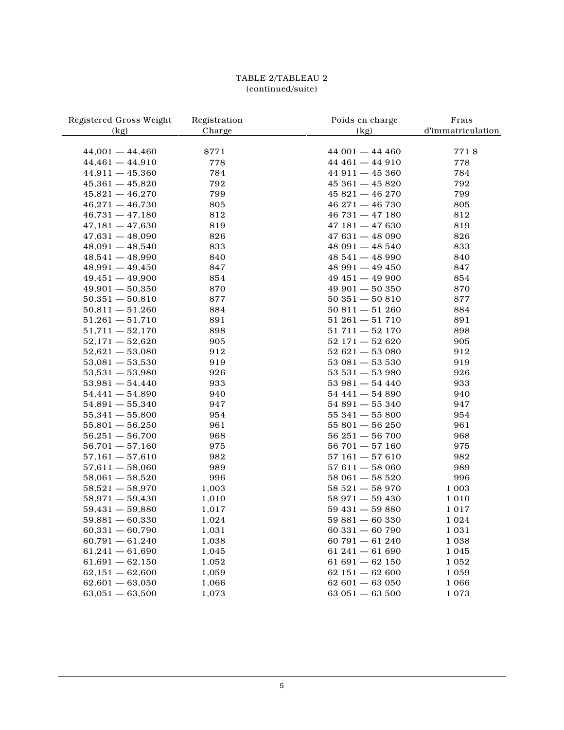TABLE 2/TABLEAU 2
(continued/suite)

| Registered Gross Weight (kg) | Registration Charge | Poids en charge (kg) | Frais d'immatriculation |
|---|---|---|---|
| 44,001 — 44,460 | $771 | 44 001 — 44 460 | 771 $ |
| 44,461 — 44,910 | 778 | 44 461 — 44 910 | 778 |
| 44,911 — 45,360 | 784 | 44 911 — 45 360 | 784 |
| 45,361 — 45,820 | 792 | 45 361 — 45 820 | 792 |
| 45,821 — 46,270 | 799 | 45 821 — 46 270 | 799 |
| 46,271 — 46,730 | 805 | 46 271 — 46 730 | 805 |
| 46,731 — 47,180 | 812 | 46 731 — 47 180 | 812 |
| 47,181 — 47,630 | 819 | 47 181 — 47 630 | 819 |
| 47,631 — 48,090 | 826 | 47 631 — 48 090 | 826 |
| 48,091 — 48,540 | 833 | 48 091 — 48 540 | 833 |
| 48,541 — 48,990 | 840 | 48 541 — 48 990 | 840 |
| 48,991 — 49,450 | 847 | 48 991 — 49 450 | 847 |
| 49,451 — 49,900 | 854 | 49 451 — 49 900 | 854 |
| 49,901 — 50,350 | 870 | 49 901 — 50 350 | 870 |
| 50,351 — 50,810 | 877 | 50 351 — 50 810 | 877 |
| 50,811 — 51,260 | 884 | 50 811 — 51 260 | 884 |
| 51,261 — 51,710 | 891 | 51 261 — 51 710 | 891 |
| 51,711 — 52,170 | 898 | 51 711 — 52 170 | 898 |
| 52,171 — 52,620 | 905 | 52 171 — 52 620 | 905 |
| 52,621 — 53,080 | 912 | 52 621 — 53 080 | 912 |
| 53,081 — 53,530 | 919 | 53 081 — 53 530 | 919 |
| 53,531 — 53,980 | 926 | 53 531 — 53 980 | 926 |
| 53,981 — 54,440 | 933 | 53 981 — 54 440 | 933 |
| 54,441 — 54,890 | 940 | 54 441 — 54 890 | 940 |
| 54,891 — 55,340 | 947 | 54 891 — 55 340 | 947 |
| 55,341 — 55,800 | 954 | 55 341 — 55 800 | 954 |
| 55,801 — 56,250 | 961 | 55 801 — 56 250 | 961 |
| 56,251 — 56,700 | 968 | 56 251 — 56 700 | 968 |
| 56,701 — 57,160 | 975 | 56 701 — 57 160 | 975 |
| 57,161 — 57,610 | 982 | 57 161 — 57 610 | 982 |
| 57,611 — 58,060 | 989 | 57 611 — 58 060 | 989 |
| 58,061 — 58,520 | 996 | 58 061 — 58 520 | 996 |
| 58,521 — 58,970 | 1,003 | 58 521 — 58 970 | 1 003 |
| 58,971 — 59,430 | 1,010 | 58 971 — 59 430 | 1 010 |
| 59,431 — 59,880 | 1,017 | 59 431 — 59 880 | 1 017 |
| 59,881 — 60,330 | 1,024 | 59 881 — 60 330 | 1 024 |
| 60,331 — 60,790 | 1,031 | 60 331 — 60 790 | 1 031 |
| 60,791 — 61,240 | 1,038 | 60 791 — 61 240 | 1 038 |
| 61,241 — 61,690 | 1,045 | 61 241 — 61 690 | 1 045 |
| 61,691 — 62,150 | 1,052 | 61 691 — 62 150 | 1 052 |
| 62,151 — 62,600 | 1,059 | 62 151 — 62 600 | 1 059 |
| 62,601 — 63,050 | 1,066 | 62 601 — 63 050 | 1 066 |
| 63,051 — 63,500 | 1,073 | 63 051 — 63 500 | 1 073 |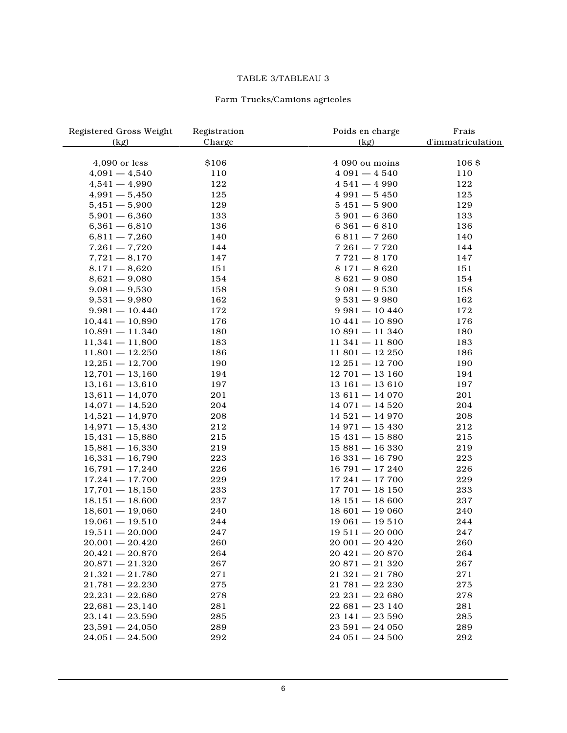TABLE 3/TABLEAU 3

Farm Trucks/Camions agricoles

| Registered Gross Weight (kg) | Registration Charge | Poids en charge (kg) | Frais d'immatriculation |
|---|---|---|---|
| 4,090 or less | $106 | 4 090 ou moins | 106 $ |
| 4,091 — 4,540 | 110 | 4 091 — 4 540 | 110 |
| 4,541 — 4,990 | 122 | 4 541 — 4 990 | 122 |
| 4,991 — 5,450 | 125 | 4 991 — 5 450 | 125 |
| 5,451 — 5,900 | 129 | 5 451 — 5 900 | 129 |
| 5,901 — 6,360 | 133 | 5 901 — 6 360 | 133 |
| 6,361 — 6,810 | 136 | 6 361 — 6 810 | 136 |
| 6,811 — 7,260 | 140 | 6 811 — 7 260 | 140 |
| 7,261 — 7,720 | 144 | 7 261 — 7 720 | 144 |
| 7,721 — 8,170 | 147 | 7 721 — 8 170 | 147 |
| 8,171 — 8,620 | 151 | 8 171 — 8 620 | 151 |
| 8,621 — 9,080 | 154 | 8 621 — 9 080 | 154 |
| 9,081 — 9,530 | 158 | 9 081 — 9 530 | 158 |
| 9,531 — 9,980 | 162 | 9 531 — 9 980 | 162 |
| 9,981 — 10,440 | 172 | 9 981 — 10 440 | 172 |
| 10,441 — 10,890 | 176 | 10 441 — 10 890 | 176 |
| 10,891 — 11,340 | 180 | 10 891 — 11 340 | 180 |
| 11,341 — 11,800 | 183 | 11 341 — 11 800 | 183 |
| 11,801 — 12,250 | 186 | 11 801 — 12 250 | 186 |
| 12,251 — 12,700 | 190 | 12 251 — 12 700 | 190 |
| 12,701 — 13,160 | 194 | 12 701 — 13 160 | 194 |
| 13,161 — 13,610 | 197 | 13 161 — 13 610 | 197 |
| 13,611 — 14,070 | 201 | 13 611 — 14 070 | 201 |
| 14,071 — 14,520 | 204 | 14 071 — 14 520 | 204 |
| 14,521 — 14,970 | 208 | 14 521 — 14 970 | 208 |
| 14,971 — 15,430 | 212 | 14 971 — 15 430 | 212 |
| 15,431 — 15,880 | 215 | 15 431 — 15 880 | 215 |
| 15,881 — 16,330 | 219 | 15 881 — 16 330 | 219 |
| 16,331 — 16,790 | 223 | 16 331 — 16 790 | 223 |
| 16,791 — 17,240 | 226 | 16 791 — 17 240 | 226 |
| 17,241 — 17,700 | 229 | 17 241 — 17 700 | 229 |
| 17,701 — 18,150 | 233 | 17 701 — 18 150 | 233 |
| 18,151 — 18,600 | 237 | 18 151 — 18 600 | 237 |
| 18,601 — 19,060 | 240 | 18 601 — 19 060 | 240 |
| 19,061 — 19,510 | 244 | 19 061 — 19 510 | 244 |
| 19,511 — 20,000 | 247 | 19 511 — 20 000 | 247 |
| 20,001 — 20,420 | 260 | 20 001 — 20 420 | 260 |
| 20,421 — 20,870 | 264 | 20 421 — 20 870 | 264 |
| 20,871 — 21,320 | 267 | 20 871 — 21 320 | 267 |
| 21,321 — 21,780 | 271 | 21 321 — 21 780 | 271 |
| 21,781 — 22,230 | 275 | 21 781 — 22 230 | 275 |
| 22,231 — 22,680 | 278 | 22 231 — 22 680 | 278 |
| 22,681 — 23,140 | 281 | 22 681 — 23 140 | 281 |
| 23,141 — 23,590 | 285 | 23 141 — 23 590 | 285 |
| 23,591 — 24,050 | 289 | 23 591 — 24 050 | 289 |
| 24,051 — 24,500 | 292 | 24 051 — 24 500 | 292 |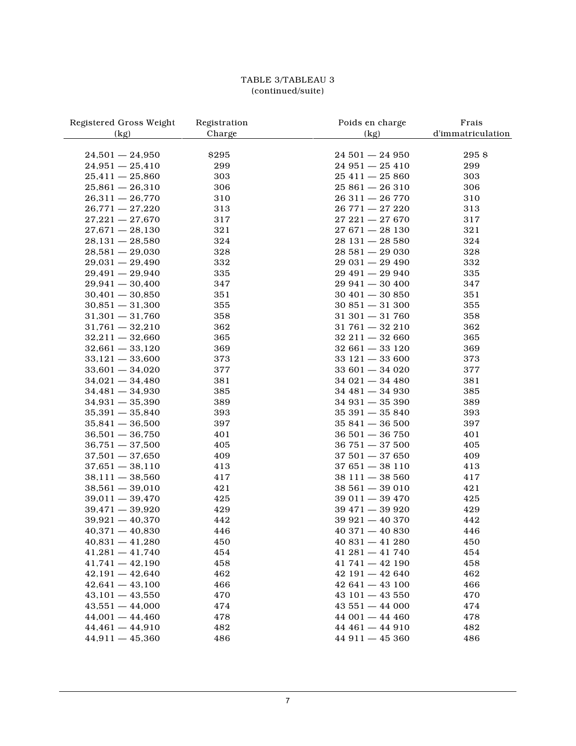TABLE 3/TABLEAU 3
(continued/suite)

| Registered Gross Weight (kg) | Registration Charge | Poids en charge (kg) | Frais d'immatriculation |
|---|---|---|---|
| 24,501 — 24,950 | $295 | 24 501 — 24 950 | 295 $ |
| 24,951 — 25,410 | 299 | 24 951 — 25 410 | 299 |
| 25,411 — 25,860 | 303 | 25 411 — 25 860 | 303 |
| 25,861 — 26,310 | 306 | 25 861 — 26 310 | 306 |
| 26,311 — 26,770 | 310 | 26 311 — 26 770 | 310 |
| 26,771 — 27,220 | 313 | 26 771 — 27 220 | 313 |
| 27,221 — 27,670 | 317 | 27 221 — 27 670 | 317 |
| 27,671 — 28,130 | 321 | 27 671 — 28 130 | 321 |
| 28,131 — 28,580 | 324 | 28 131 — 28 580 | 324 |
| 28,581 — 29,030 | 328 | 28 581 — 29 030 | 328 |
| 29,031 — 29,490 | 332 | 29 031 — 29 490 | 332 |
| 29,491 — 29,940 | 335 | 29 491 — 29 940 | 335 |
| 29,941 — 30,400 | 347 | 29 941 — 30 400 | 347 |
| 30,401 — 30,850 | 351 | 30 401 — 30 850 | 351 |
| 30,851 — 31,300 | 355 | 30 851 — 31 300 | 355 |
| 31,301 — 31,760 | 358 | 31 301 — 31 760 | 358 |
| 31,761 — 32,210 | 362 | 31 761 — 32 210 | 362 |
| 32,211 — 32,660 | 365 | 32 211 — 32 660 | 365 |
| 32,661 — 33,120 | 369 | 32 661 — 33 120 | 369 |
| 33,121 — 33,600 | 373 | 33 121 — 33 600 | 373 |
| 33,601 — 34,020 | 377 | 33 601 — 34 020 | 377 |
| 34,021 — 34,480 | 381 | 34 021 — 34 480 | 381 |
| 34,481 — 34,930 | 385 | 34 481 — 34 930 | 385 |
| 34,931 — 35,390 | 389 | 34 931 — 35 390 | 389 |
| 35,391 — 35,840 | 393 | 35 391 — 35 840 | 393 |
| 35,841 — 36,500 | 397 | 35 841 — 36 500 | 397 |
| 36,501 — 36,750 | 401 | 36 501 — 36 750 | 401 |
| 36,751 — 37,500 | 405 | 36 751 — 37 500 | 405 |
| 37,501 — 37,650 | 409 | 37 501 — 37 650 | 409 |
| 37,651 — 38,110 | 413 | 37 651 — 38 110 | 413 |
| 38,111 — 38,560 | 417 | 38 111 — 38 560 | 417 |
| 38,561 — 39,010 | 421 | 38 561 — 39 010 | 421 |
| 39,011 — 39,470 | 425 | 39 011 — 39 470 | 425 |
| 39,471 — 39,920 | 429 | 39 471 — 39 920 | 429 |
| 39,921 — 40,370 | 442 | 39 921 — 40 370 | 442 |
| 40,371 — 40,830 | 446 | 40 371 — 40 830 | 446 |
| 40,831 — 41,280 | 450 | 40 831 — 41 280 | 450 |
| 41,281 — 41,740 | 454 | 41 281 — 41 740 | 454 |
| 41,741 — 42,190 | 458 | 41 741 — 42 190 | 458 |
| 42,191 — 42,640 | 462 | 42 191 — 42 640 | 462 |
| 42,641 — 43,100 | 466 | 42 641 — 43 100 | 466 |
| 43,101 — 43,550 | 470 | 43 101 — 43 550 | 470 |
| 43,551 — 44,000 | 474 | 43 551 — 44 000 | 474 |
| 44,001 — 44,460 | 478 | 44 001 — 44 460 | 478 |
| 44,461 — 44,910 | 482 | 44 461 — 44 910 | 482 |
| 44,911 — 45,360 | 486 | 44 911 — 45 360 | 486 |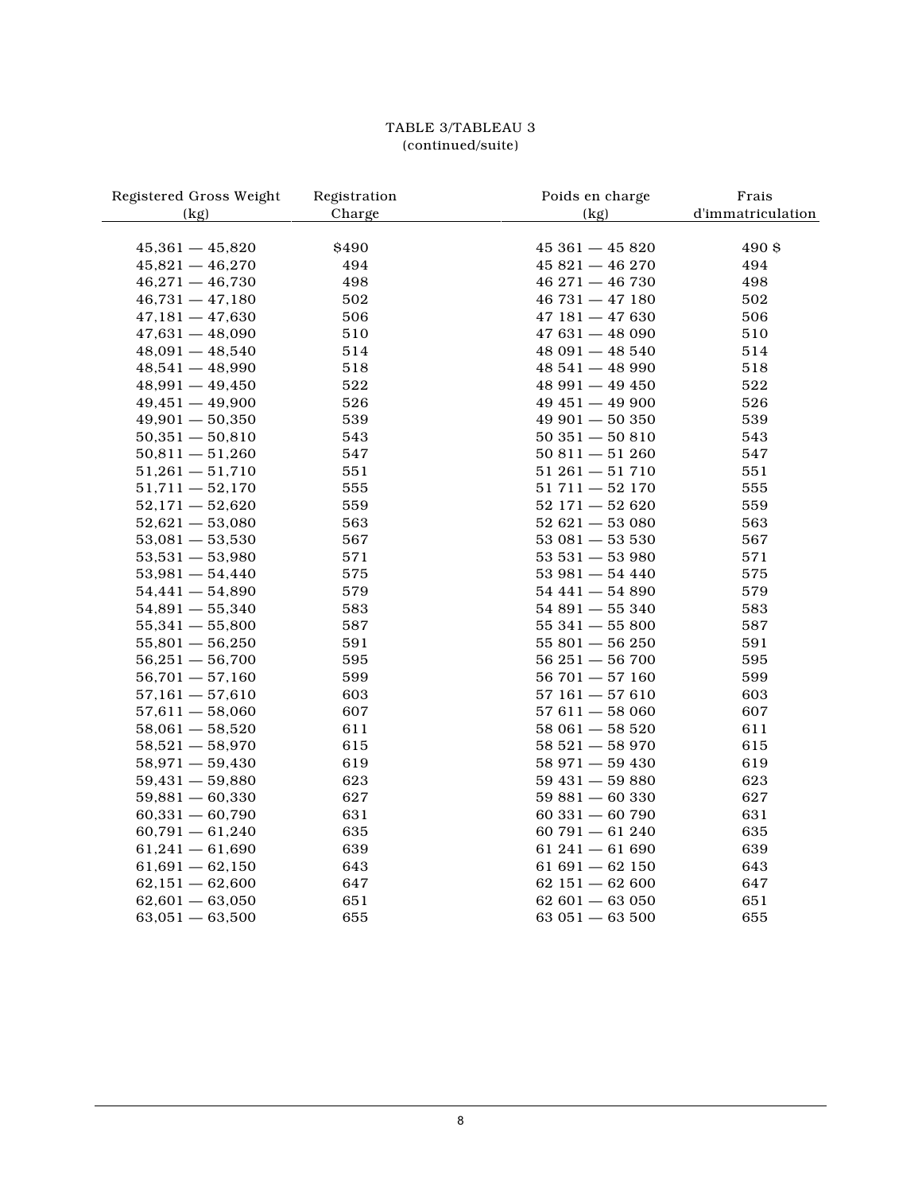TABLE 3/TABLEAU 3
(continued/suite)

| Registered Gross Weight (kg) | Registration Charge | Poids en charge (kg) | Frais d'immatriculation |
|---|---|---|---|
| 45,361 — 45,820 | $490 | 45 361 — 45 820 | 490 $ |
| 45,821 — 46,270 | 494 | 45 821 — 46 270 | 494 |
| 46,271 — 46,730 | 498 | 46 271 — 46 730 | 498 |
| 46,731 — 47,180 | 502 | 46 731 — 47 180 | 502 |
| 47,181 — 47,630 | 506 | 47 181 — 47 630 | 506 |
| 47,631 — 48,090 | 510 | 47 631 — 48 090 | 510 |
| 48,091 — 48,540 | 514 | 48 091 — 48 540 | 514 |
| 48,541 — 48,990 | 518 | 48 541 — 48 990 | 518 |
| 48,991 — 49,450 | 522 | 48 991 — 49 450 | 522 |
| 49,451 — 49,900 | 526 | 49 451 — 49 900 | 526 |
| 49,901 — 50,350 | 539 | 49 901 — 50 350 | 539 |
| 50,351 — 50,810 | 543 | 50 351 — 50 810 | 543 |
| 50,811 — 51,260 | 547 | 50 811 — 51 260 | 547 |
| 51,261 — 51,710 | 551 | 51 261 — 51 710 | 551 |
| 51,711 — 52,170 | 555 | 51 711 — 52 170 | 555 |
| 52,171 — 52,620 | 559 | 52 171 — 52 620 | 559 |
| 52,621 — 53,080 | 563 | 52 621 — 53 080 | 563 |
| 53,081 — 53,530 | 567 | 53 081 — 53 530 | 567 |
| 53,531 — 53,980 | 571 | 53 531 — 53 980 | 571 |
| 53,981 — 54,440 | 575 | 53 981 — 54 440 | 575 |
| 54,441 — 54,890 | 579 | 54 441 — 54 890 | 579 |
| 54,891 — 55,340 | 583 | 54 891 — 55 340 | 583 |
| 55,341 — 55,800 | 587 | 55 341 — 55 800 | 587 |
| 55,801 — 56,250 | 591 | 55 801 — 56 250 | 591 |
| 56,251 — 56,700 | 595 | 56 251 — 56 700 | 595 |
| 56,701 — 57,160 | 599 | 56 701 — 57 160 | 599 |
| 57,161 — 57,610 | 603 | 57 161 — 57 610 | 603 |
| 57,611 — 58,060 | 607 | 57 611 — 58 060 | 607 |
| 58,061 — 58,520 | 611 | 58 061 — 58 520 | 611 |
| 58,521 — 58,970 | 615 | 58 521 — 58 970 | 615 |
| 58,971 — 59,430 | 619 | 58 971 — 59 430 | 619 |
| 59,431 — 59,880 | 623 | 59 431 — 59 880 | 623 |
| 59,881 — 60,330 | 627 | 59 881 — 60 330 | 627 |
| 60,331 — 60,790 | 631 | 60 331 — 60 790 | 631 |
| 60,791 — 61,240 | 635 | 60 791 — 61 240 | 635 |
| 61,241 — 61,690 | 639 | 61 241 — 61 690 | 639 |
| 61,691 — 62,150 | 643 | 61 691 — 62 150 | 643 |
| 62,151 — 62,600 | 647 | 62 151 — 62 600 | 647 |
| 62,601 — 63,050 | 651 | 62 601 — 63 050 | 651 |
| 63,051 — 63,500 | 655 | 63 051 — 63 500 | 655 |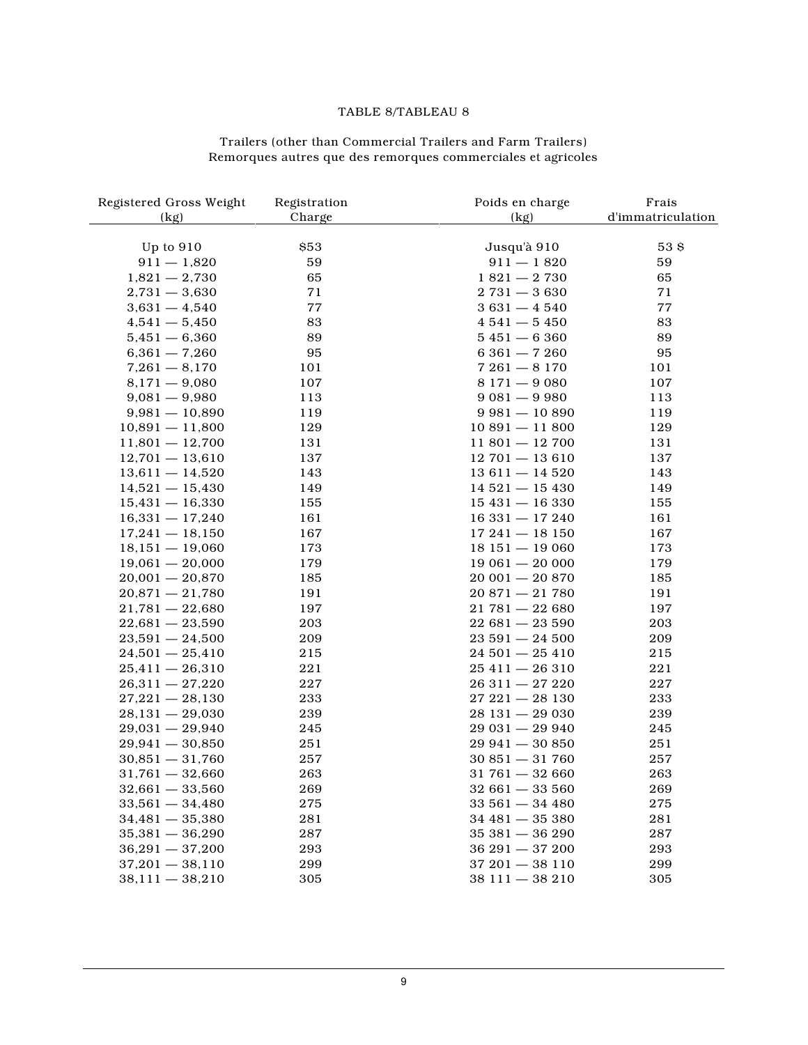TABLE 8/TABLEAU 8

Trailers (other than Commercial Trailers and Farm Trailers)
Remorques autres que des remorques commerciales et agricoles

| Registered Gross Weight (kg) | Registration Charge | Poids en charge (kg) | Frais d'immatriculation |
|---|---|---|---|
| Up to 910 | $53 | Jusqu'à 910 | 53 $ |
| 911 — 1,820 | 59 | 911 — 1 820 | 59 |
| 1,821 — 2,730 | 65 | 1 821 — 2 730 | 65 |
| 2,731 — 3,630 | 71 | 2 731 — 3 630 | 71 |
| 3,631 — 4,540 | 77 | 3 631 — 4 540 | 77 |
| 4,541 — 5,450 | 83 | 4 541 — 5 450 | 83 |
| 5,451 — 6,360 | 89 | 5 451 — 6 360 | 89 |
| 6,361 — 7,260 | 95 | 6 361 — 7 260 | 95 |
| 7,261 — 8,170 | 101 | 7 261 — 8 170 | 101 |
| 8,171 — 9,080 | 107 | 8 171 — 9 080 | 107 |
| 9,081 — 9,980 | 113 | 9 081 — 9 980 | 113 |
| 9,981 — 10,890 | 119 | 9 981 — 10 890 | 119 |
| 10,891 — 11,800 | 129 | 10 891 — 11 800 | 129 |
| 11,801 — 12,700 | 131 | 11 801 — 12 700 | 131 |
| 12,701 — 13,610 | 137 | 12 701 — 13 610 | 137 |
| 13,611 — 14,520 | 143 | 13 611 — 14 520 | 143 |
| 14,521 — 15,430 | 149 | 14 521 — 15 430 | 149 |
| 15,431 — 16,330 | 155 | 15 431 — 16 330 | 155 |
| 16,331 — 17,240 | 161 | 16 331 — 17 240 | 161 |
| 17,241 — 18,150 | 167 | 17 241 — 18 150 | 167 |
| 18,151 — 19,060 | 173 | 18 151 — 19 060 | 173 |
| 19,061 — 20,000 | 179 | 19 061 — 20 000 | 179 |
| 20,001 — 20,870 | 185 | 20 001 — 20 870 | 185 |
| 20,871 — 21,780 | 191 | 20 871 — 21 780 | 191 |
| 21,781 — 22,680 | 197 | 21 781 — 22 680 | 197 |
| 22,681 — 23,590 | 203 | 22 681 — 23 590 | 203 |
| 23,591 — 24,500 | 209 | 23 591 — 24 500 | 209 |
| 24,501 — 25,410 | 215 | 24 501 — 25 410 | 215 |
| 25,411 — 26,310 | 221 | 25 411 — 26 310 | 221 |
| 26,311 — 27,220 | 227 | 26 311 — 27 220 | 227 |
| 27,221 — 28,130 | 233 | 27 221 — 28 130 | 233 |
| 28,131 — 29,030 | 239 | 28 131 — 29 030 | 239 |
| 29,031 — 29,940 | 245 | 29 031 — 29 940 | 245 |
| 29,941 — 30,850 | 251 | 29 941 — 30 850 | 251 |
| 30,851 — 31,760 | 257 | 30 851 — 31 760 | 257 |
| 31,761 — 32,660 | 263 | 31 761 — 32 660 | 263 |
| 32,661 — 33,560 | 269 | 32 661 — 33 560 | 269 |
| 33,561 — 34,480 | 275 | 33 561 — 34 480 | 275 |
| 34,481 — 35,380 | 281 | 34 481 — 35 380 | 281 |
| 35,381 — 36,290 | 287 | 35 381 — 36 290 | 287 |
| 36,291 — 37,200 | 293 | 36 291 — 37 200 | 293 |
| 37,201 — 38,110 | 299 | 37 201 — 38 110 | 299 |
| 38,111 — 38,210 | 305 | 38 111 — 38 210 | 305 |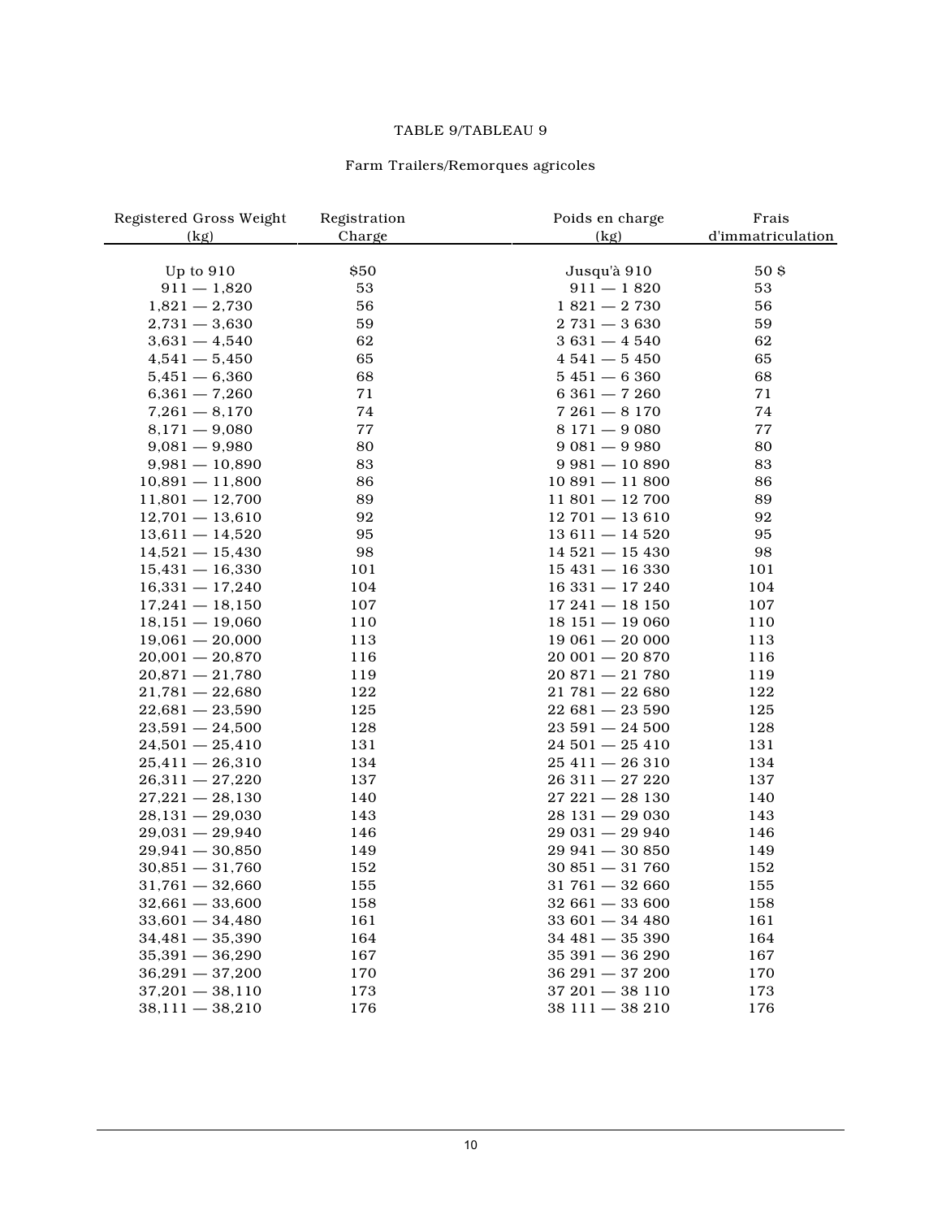TABLE 9/TABLEAU 9

Farm Trailers/Remorques agricoles

| Registered Gross Weight (kg) | Registration Charge | Poids en charge (kg) | Frais d'immatriculation |
|---|---|---|---|
| Up to 910 | $50 | Jusqu'à 910 | 50 $ |
| 911 — 1,820 | 53 | 911 — 1 820 | 53 |
| 1,821 — 2,730 | 56 | 1 821 — 2 730 | 56 |
| 2,731 — 3,630 | 59 | 2 731 — 3 630 | 59 |
| 3,631 — 4,540 | 62 | 3 631 — 4 540 | 62 |
| 4,541 — 5,450 | 65 | 4 541 — 5 450 | 65 |
| 5,451 — 6,360 | 68 | 5 451 — 6 360 | 68 |
| 6,361 — 7,260 | 71 | 6 361 — 7 260 | 71 |
| 7,261 — 8,170 | 74 | 7 261 — 8 170 | 74 |
| 8,171 — 9,080 | 77 | 8 171 — 9 080 | 77 |
| 9,081 — 9,980 | 80 | 9 081 — 9 980 | 80 |
| 9,981 — 10,890 | 83 | 9 981 — 10 890 | 83 |
| 10,891 — 11,800 | 86 | 10 891 — 11 800 | 86 |
| 11,801 — 12,700 | 89 | 11 801 — 12 700 | 89 |
| 12,701 — 13,610 | 92 | 12 701 — 13 610 | 92 |
| 13,611 — 14,520 | 95 | 13 611 — 14 520 | 95 |
| 14,521 — 15,430 | 98 | 14 521 — 15 430 | 98 |
| 15,431 — 16,330 | 101 | 15 431 — 16 330 | 101 |
| 16,331 — 17,240 | 104 | 16 331 — 17 240 | 104 |
| 17,241 — 18,150 | 107 | 17 241 — 18 150 | 107 |
| 18,151 — 19,060 | 110 | 18 151 — 19 060 | 110 |
| 19,061 — 20,000 | 113 | 19 061 — 20 000 | 113 |
| 20,001 — 20,870 | 116 | 20 001 — 20 870 | 116 |
| 20,871 — 21,780 | 119 | 20 871 — 21 780 | 119 |
| 21,781 — 22,680 | 122 | 21 781 — 22 680 | 122 |
| 22,681 — 23,590 | 125 | 22 681 — 23 590 | 125 |
| 23,591 — 24,500 | 128 | 23 591 — 24 500 | 128 |
| 24,501 — 25,410 | 131 | 24 501 — 25 410 | 131 |
| 25,411 — 26,310 | 134 | 25 411 — 26 310 | 134 |
| 26,311 — 27,220 | 137 | 26 311 — 27 220 | 137 |
| 27,221 — 28,130 | 140 | 27 221 — 28 130 | 140 |
| 28,131 — 29,030 | 143 | 28 131 — 29 030 | 143 |
| 29,031 — 29,940 | 146 | 29 031 — 29 940 | 146 |
| 29,941 — 30,850 | 149 | 29 941 — 30 850 | 149 |
| 30,851 — 31,760 | 152 | 30 851 — 31 760 | 152 |
| 31,761 — 32,660 | 155 | 31 761 — 32 660 | 155 |
| 32,661 — 33,600 | 158 | 32 661 — 33 600 | 158 |
| 33,601 — 34,480 | 161 | 33 601 — 34 480 | 161 |
| 34,481 — 35,390 | 164 | 34 481 — 35 390 | 164 |
| 35,391 — 36,290 | 167 | 35 391 — 36 290 | 167 |
| 36,291 — 37,200 | 170 | 36 291 — 37 200 | 170 |
| 37,201 — 38,110 | 173 | 37 201 — 38 110 | 173 |
| 38,111 — 38,210 | 176 | 38 111 — 38 210 | 176 |